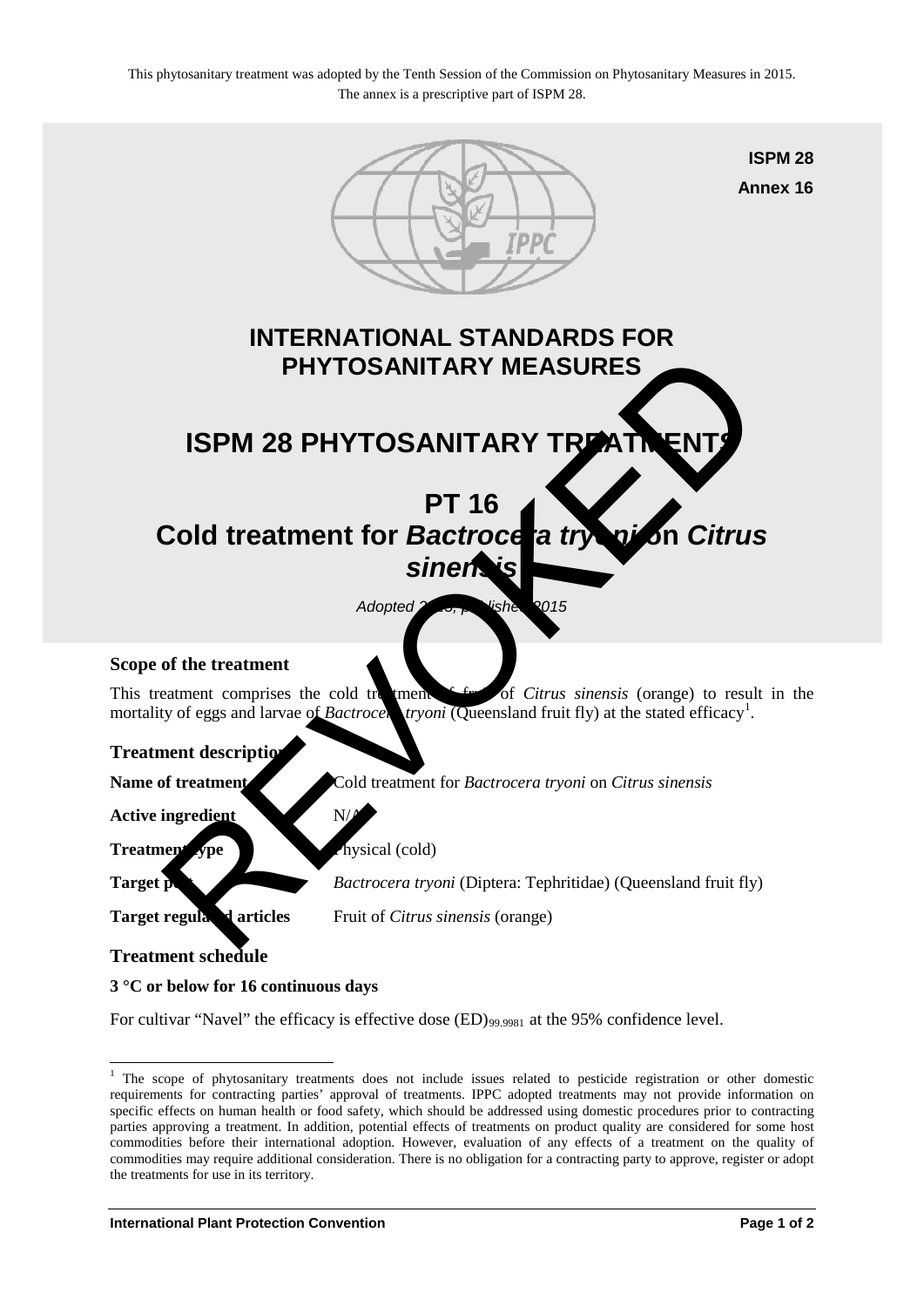This phytosanitary treatment was adopted by the Tenth Session of the Commission on Phytosanitary Measures in 2015.
The annex is a prescriptive part of ISPM 28.

ISPM 28
Annex 16

# INTERNATIONAL STANDARDS FOR PHYTOSANITARY MEASURES

# ISPM 28 PHYTOSANITARY TREATMENTS

# PT 16
# Cold treatment for *Bactrocera tryoni* on *Citrus sinensis*

*Adopted 2015, published 2015*

REVOKED

### Scope of the treatment

This treatment comprises the cold treatment of fruit of *Citrus sinensis* (orange) to result in the mortality of eggs and larvae of *Bactrocera tryoni* (Queensland fruit fly) at the stated efficacy[1].

### Treatment description

**Name of treatment** Cold treatment for *Bactrocera tryoni* on *Citrus sinensis*

**Active ingredient** N/A

**Treatment type** Physical (cold)

**Target pest** *Bactrocera tryoni* (Diptera: Tephritidae) (Queensland fruit fly)

**Target regulated articles** Fruit of *Citrus sinensis* (orange)

### Treatment schedule

**3 °C or below for 16 continuous days**

For cultivar "Navel" the efficacy is effective dose $(ED)_{99.9981}$ at the 95% confidence level.

[1] The scope of phytosanitary treatments does not include issues related to pesticide registration or other domestic requirements for contracting parties' approval of treatments. IPPC adopted treatments may not provide information on specific effects on human health or food safety, which should be addressed using domestic procedures prior to contracting parties approving a treatment. In addition, potential effects of treatments on product quality are considered for some host commodities before their international adoption. However, evaluation of any effects of a treatment on the quality of commodities may require additional consideration. There is no obligation for a contracting party to approve, register or adopt the treatments for use in its territory.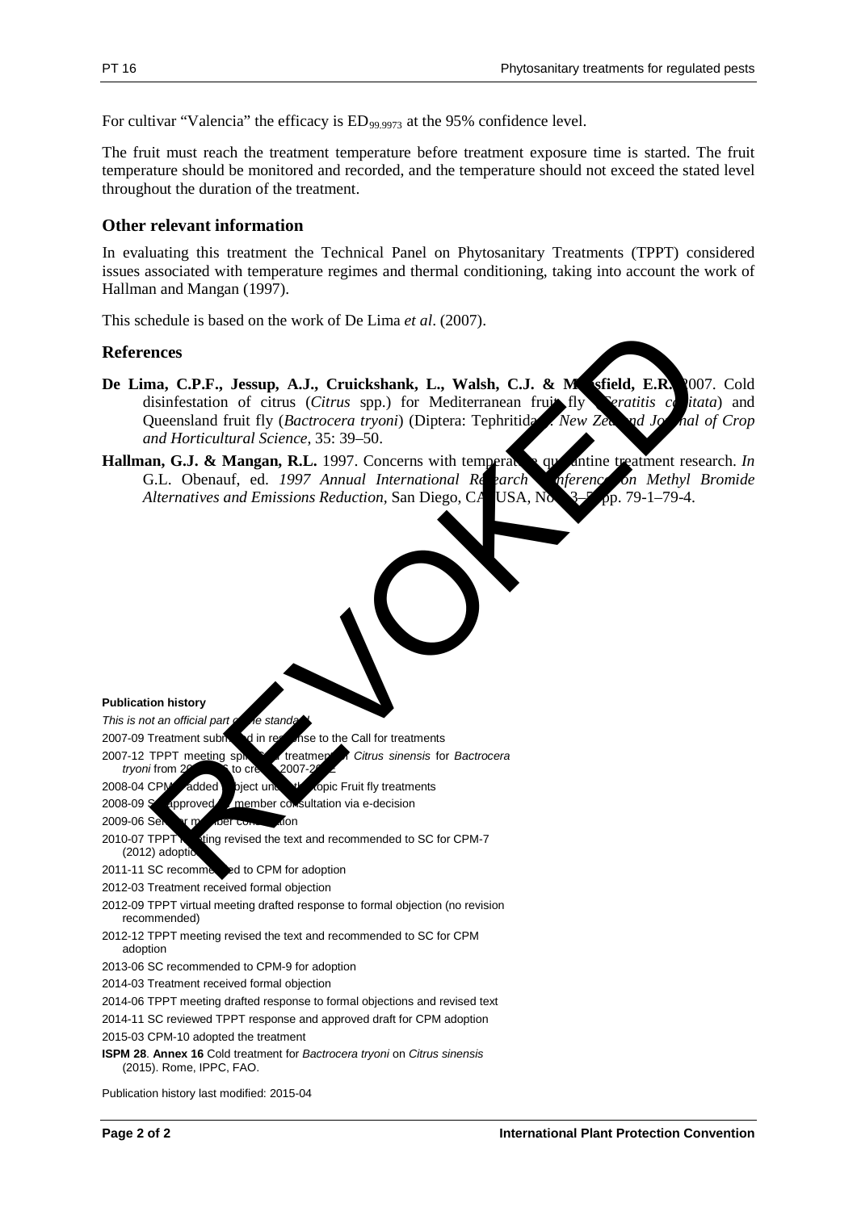For cultivar "Valencia" the efficacy is $ED_{99.9973}$ at the 95% confidence level.

The fruit must reach the treatment temperature before treatment exposure time is started. The fruit temperature should be monitored and recorded, and the temperature should not exceed the stated level throughout the duration of the treatment.

## Other relevant information

In evaluating this treatment the Technical Panel on Phytosanitary Treatments (TPPT) considered issues associated with temperature regimes and thermal conditioning, taking into account the work of Hallman and Mangan (1997).

This schedule is based on the work of De Lima *et al*. (2007).

## References

**De Lima, C.P.F., Jessup, A.J., Cruickshank, L., Walsh, C.J. & Mansfield, E.R.** 2007. Cold disinfestation of citrus (*Citrus* spp.) for Mediterranean fruit fly (*Ceratitis capitata*) and Queensland fruit fly (*Bactrocera tryoni*) (Diptera: Tephritidae). *New Zealand Journal of Crop and Horticultural Science*, 35: 39–50.

**Hallman, G.J. & Mangan, R.L.** 1997. Concerns with temperature quarantine treatment research. *In* G.L. Obenauf, ed. *1997 Annual International Research Conference on Methyl Bromide Alternatives and Emissions Reduction*, San Diego, CA, USA, Nov. 3–5, pp. 79-1–79-4.

**Publication history**

*This is not an official part of the standard*

2007-09 Treatment submitted in response to the Call for treatments

2007-12 TPPT meeting split the treatment for *Citrus sinensis* for *Bactrocera tryoni* from 2007-206 to create 2007-212

2008-04 CPM-3 added subject under the topic Fruit fly treatments

2008-09 SC approved for member consultation via e-decision

2009-06 Sent for member consultation

2010-07 TPPT meeting revised the text and recommended to SC for CPM-7 (2012) adoption

2011-11 SC recommended to CPM for adoption

2012-03 Treatment received formal objection

2012-09 TPPT virtual meeting drafted response to formal objection (no revision recommended)

2012-12 TPPT meeting revised the text and recommended to SC for CPM adoption

2013-06 SC recommended to CPM-9 for adoption

2014-03 Treatment received formal objection

2014-06 TPPT meeting drafted response to formal objections and revised text

2014-11 SC reviewed TPPT response and approved draft for CPM adoption

2015-03 CPM-10 adopted the treatment

**ISPM 28**. **Annex 16** Cold treatment for *Bactrocera tryoni* on *Citrus sinensis* (2015). Rome, IPPC, FAO.

Publication history last modified: 2015-04